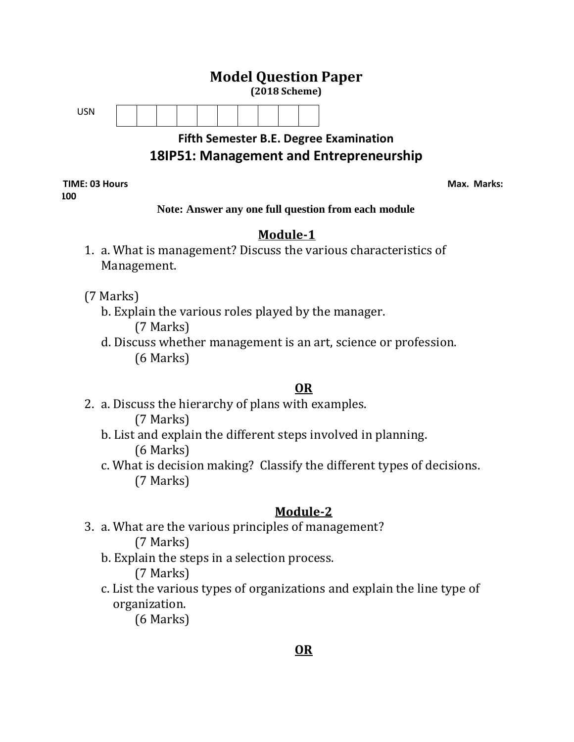# Model Question Paper

**(2018 Scheme)**

USN | | | | | | | | | |

**Fifth Semester B.E. Degree Examination**

## 18IP51: Management and Entrepreneurship

**TIME: 03 Hours** **Max. Marks: 100**

**Note: Answer any one full question from each module**

### Module-1

1. a. What is management? Discuss the various characteristics of Management. (7 Marks)

   b. Explain the various roles played by the manager. (7 Marks)

   d. Discuss whether management is an art, science or profession. (6 Marks)

**OR**

2. a. Discuss the hierarchy of plans with examples. (7 Marks)

   b. List and explain the different steps involved in planning. (6 Marks)

   c. What is decision making? Classify the different types of decisions. (7 Marks)

### Module-2

3. a. What are the various principles of management? (7 Marks)

   b. Explain the steps in a selection process. (7 Marks)

   c. List the various types of organizations and explain the line type of organization. (6 Marks)

**OR**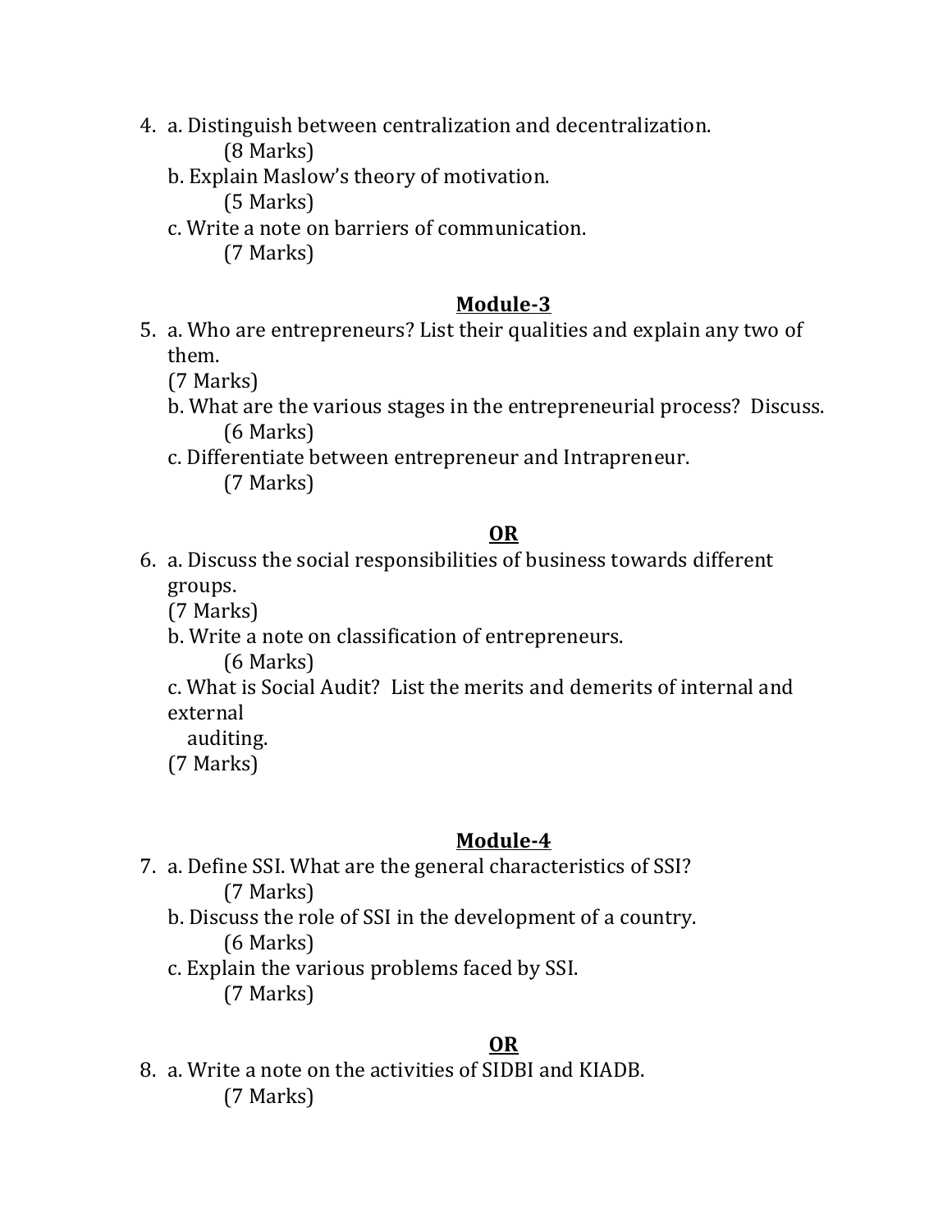4. a. Distinguish between centralization and decentralization.
   (8 Marks)

   b. Explain Maslow's theory of motivation.
   (5 Marks)

   c. Write a note on barriers of communication.
   (7 Marks)

## Module-3

5. a. Who are entrepreneurs? List their qualities and explain any two of them.
   (7 Marks)

   b. What are the various stages in the entrepreneurial process? Discuss.
   (6 Marks)

   c. Differentiate between entrepreneur and Intrapreneur.
   (7 Marks)

**OR**

6. a. Discuss the social responsibilities of business towards different groups.
   (7 Marks)

   b. Write a note on classification of entrepreneurs.
   (6 Marks)

   c. What is Social Audit? List the merits and demerits of internal and external auditing.
   (7 Marks)

## Module-4

7. a. Define SSI. What are the general characteristics of SSI?
   (7 Marks)

   b. Discuss the role of SSI in the development of a country.
   (6 Marks)

   c. Explain the various problems faced by SSI.
   (7 Marks)

**OR**

8. a. Write a note on the activities of SIDBI and KIADB.
   (7 Marks)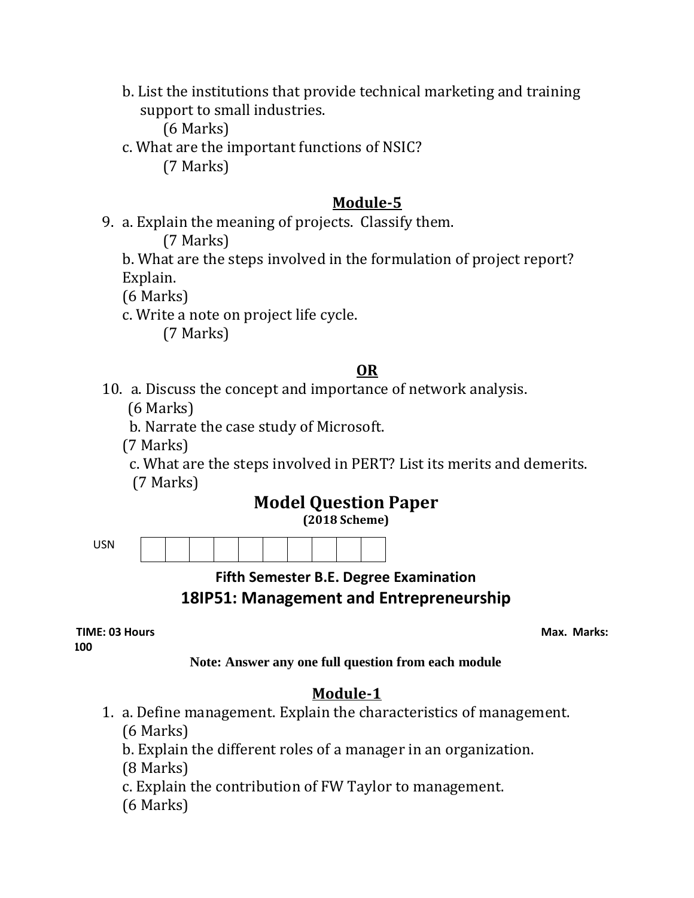b. List the institutions that provide technical marketing and training support to small industries.
(6 Marks)

c. What are the important functions of NSIC?
(7 Marks)

## Module-5

9. a. Explain the meaning of projects. Classify them.
(7 Marks)

b. What are the steps involved in the formulation of project report? Explain.
(6 Marks)

c. Write a note on project life cycle.
(7 Marks)

**OR**

10. a. Discuss the concept and importance of network analysis.
(6 Marks)

b. Narrate the case study of Microsoft.
(7 Marks)

c. What are the steps involved in PERT? List its merits and demerits.
(7 Marks)

# Model Question Paper

**(2018 Scheme)**

USN | | | | | | | | | | |

**Fifth Semester B.E. Degree Examination**

## 18IP51: Management and Entrepreneurship

**TIME: 03 Hours** **Max. Marks: 100**

**Note: Answer any one full question from each module**

## Module-1

1. a. Define management. Explain the characteristics of management.
(6 Marks)

b. Explain the different roles of a manager in an organization.
(8 Marks)

c. Explain the contribution of FW Taylor to management.
(6 Marks)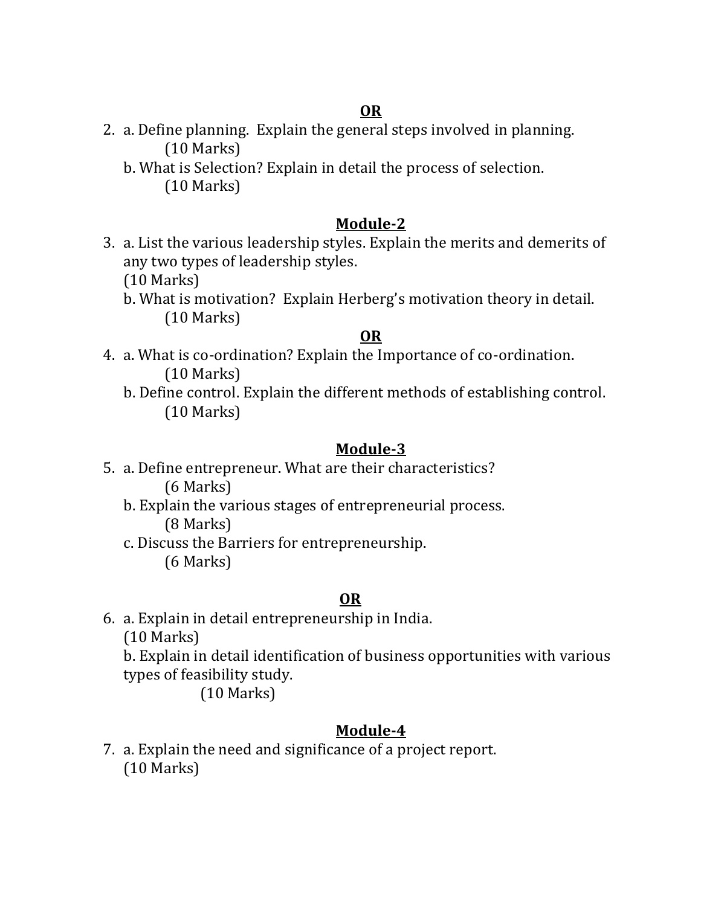**OR**

2. a. Define planning. Explain the general steps involved in planning.
   (10 Marks)
   b. What is Selection? Explain in detail the process of selection.
   (10 Marks)

**Module-2**

3. a. List the various leadership styles. Explain the merits and demerits of any two types of leadership styles.
   (10 Marks)
   b. What is motivation? Explain Herberg's motivation theory in detail.
   (10 Marks)

**OR**

4. a. What is co-ordination? Explain the Importance of co-ordination.
   (10 Marks)
   b. Define control. Explain the different methods of establishing control.
   (10 Marks)

**Module-3**

5. a. Define entrepreneur. What are their characteristics?
   (6 Marks)
   b. Explain the various stages of entrepreneurial process.
   (8 Marks)
   c. Discuss the Barriers for entrepreneurship.
   (6 Marks)

**OR**

6. a. Explain in detail entrepreneurship in India.
   (10 Marks)
   b. Explain in detail identification of business opportunities with various types of feasibility study.
   (10 Marks)

**Module-4**

7. a. Explain the need and significance of a project report.
   (10 Marks)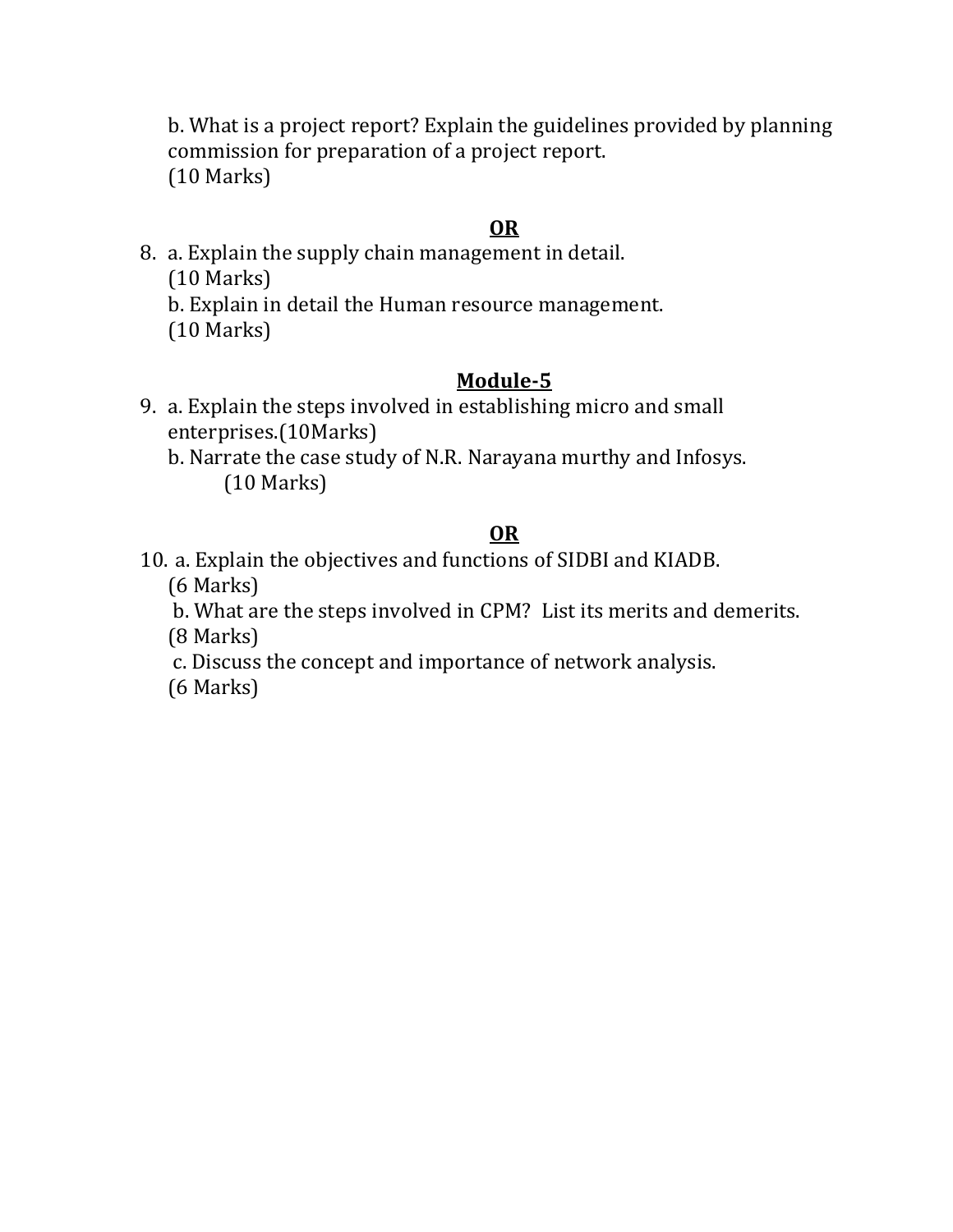b. What is a project report? Explain the guidelines provided by planning commission for preparation of a project report.
(10 Marks)

**OR**

8. a. Explain the supply chain management in detail.
   (10 Marks)
   b. Explain in detail the Human resource management.
   (10 Marks)

**Module-5**

9. a. Explain the steps involved in establishing micro and small enterprises.(10Marks)
   b. Narrate the case study of N.R. Narayana murthy and Infosys.
   (10 Marks)

**OR**

10. a. Explain the objectives and functions of SIDBI and KIADB.
    (6 Marks)
    b. What are the steps involved in CPM? List its merits and demerits.
    (8 Marks)
    c. Discuss the concept and importance of network analysis.
    (6 Marks)